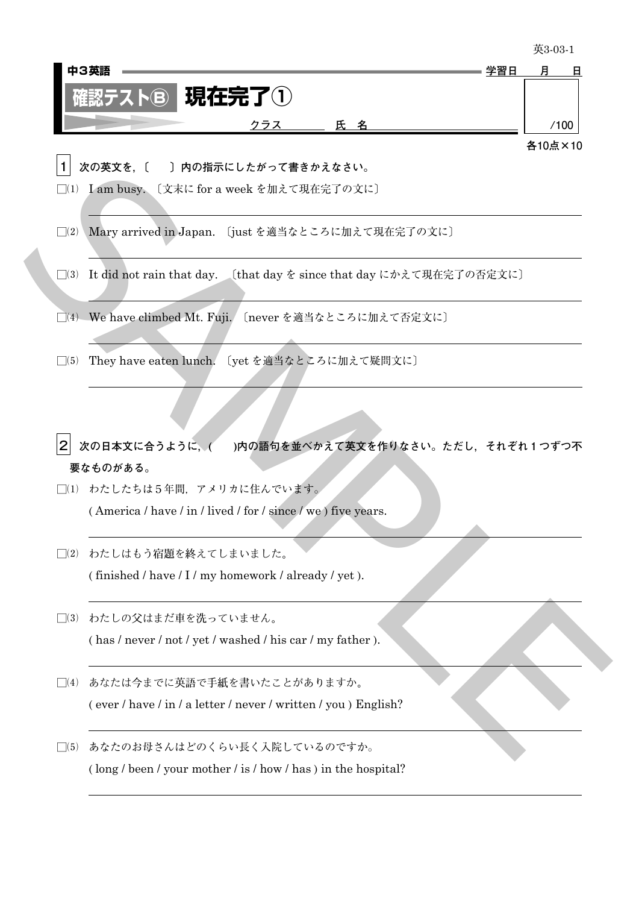英3-03-1

中3英語　学習日　月　日

# 確認テストⒷ 現在完了①

クラス　　氏名　　　/100

各10点×10

**1** **次の英文を，〔　〕内の指示にしたがって書きかえなさい。**

□(1) I am busy. 〔文末に for a week を加えて現在完了の文に〕

□(2) Mary arrived in Japan. 〔just を適当なところに加えて現在完了の文に〕

□(3) It did not rain that day. 〔that day を since that day にかえて現在完了の否定文に〕

□(4) We have climbed Mt. Fuji. 〔never を適当なところに加えて否定文に〕

□(5) They have eaten lunch. 〔yet を適当なところに加えて疑問文に〕

**2** **次の日本文に合うように，(　)内の語句を並べかえて英文を作りなさい。ただし，それぞれ１つずつ不要なものがある。**

□(1) わたしたちは５年間，アメリカに住んでいます。
( America / have / in / lived / for / since / we ) five years.

□(2) わたしはもう宿題を終えてしまいました。
( finished / have / I / my homework / already / yet ).

□(3) わたしの父はまだ車を洗っていません。
( has / never / not / yet / washed / his car / my father ).

□(4) あなたは今までに英語で手紙を書いたことがありますか。
( ever / have / in / a letter / never / written / you ) English?

□(5) あなたのお母さんはどのくらい長く入院しているのですか。
( long / been / your mother / is / how / has ) in the hospital?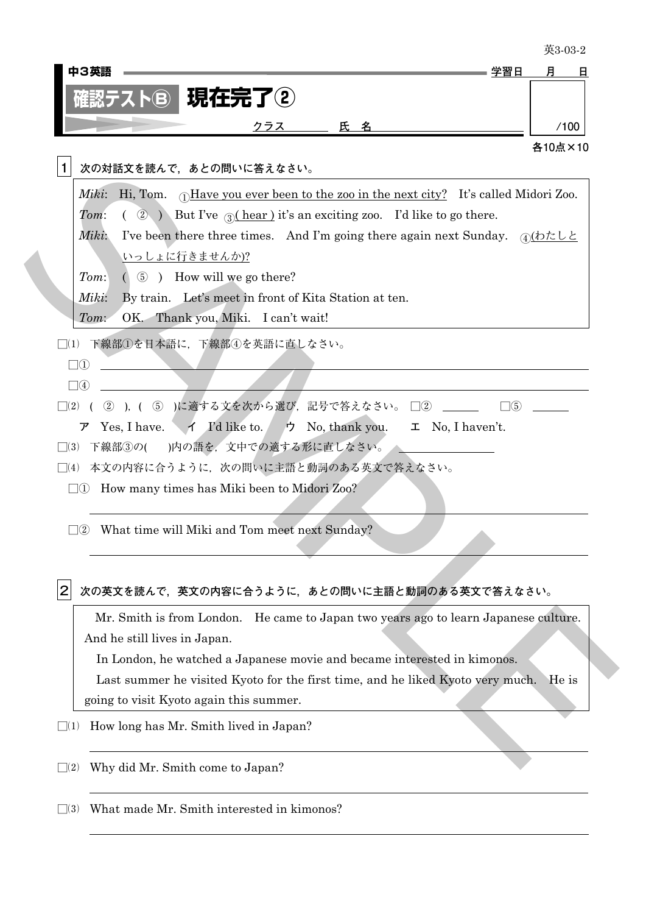中3英語　学習日　月　日

# 確認テストⓑ 現在完了②

クラス　　氏 名　　/100

各10点×10

## 1 次の対話文を読んで，あとの問いに答えなさい。

*Miki*: Hi, Tom. ①Have you ever been to the zoo in the next city? It's called Midori Zoo.
*Tom*: ( ② ) But I've ③( hear ) it's an exciting zoo. I'd like to go there.
*Miki*: I've been there three times. And I'm going there again next Sunday. ④(わたしといっしょに行きませんか)?
*Tom*: ( ⑤ ) How will we go there?
*Miki*: By train. Let's meet in front of Kita Station at ten.
*Tom*: OK. Thank you, Miki. I can't wait!

□(1) 下線部①を日本語に，下線部④を英語に直しなさい。

□①

□④

□(2) ( ② ), ( ⑤ )に適する文を次から選び，記号で答えなさい。 □② 　 □⑤

ア Yes, I have.　イ I'd like to.　ウ No, thank you.　エ No, I haven't.

□(3) 下線部③の( )内の語を，文中での適する形に直しなさい。

□(4) 本文の内容に合うように，次の問いに主語と動詞のある英文で答えなさい。

□① How many times has Miki been to Midori Zoo?

□② What time will Miki and Tom meet next Sunday?

## 2 次の英文を読んで，英文の内容に合うように，あとの問いに主語と動詞のある英文で答えなさい。

Mr. Smith is from London. He came to Japan two years ago to learn Japanese culture. And he still lives in Japan.

In London, he watched a Japanese movie and became interested in kimonos.

Last summer he visited Kyoto for the first time, and he liked Kyoto very much. He is going to visit Kyoto again this summer.

□(1) How long has Mr. Smith lived in Japan?

□(2) Why did Mr. Smith come to Japan?

□(3) What made Mr. Smith interested in kimonos?